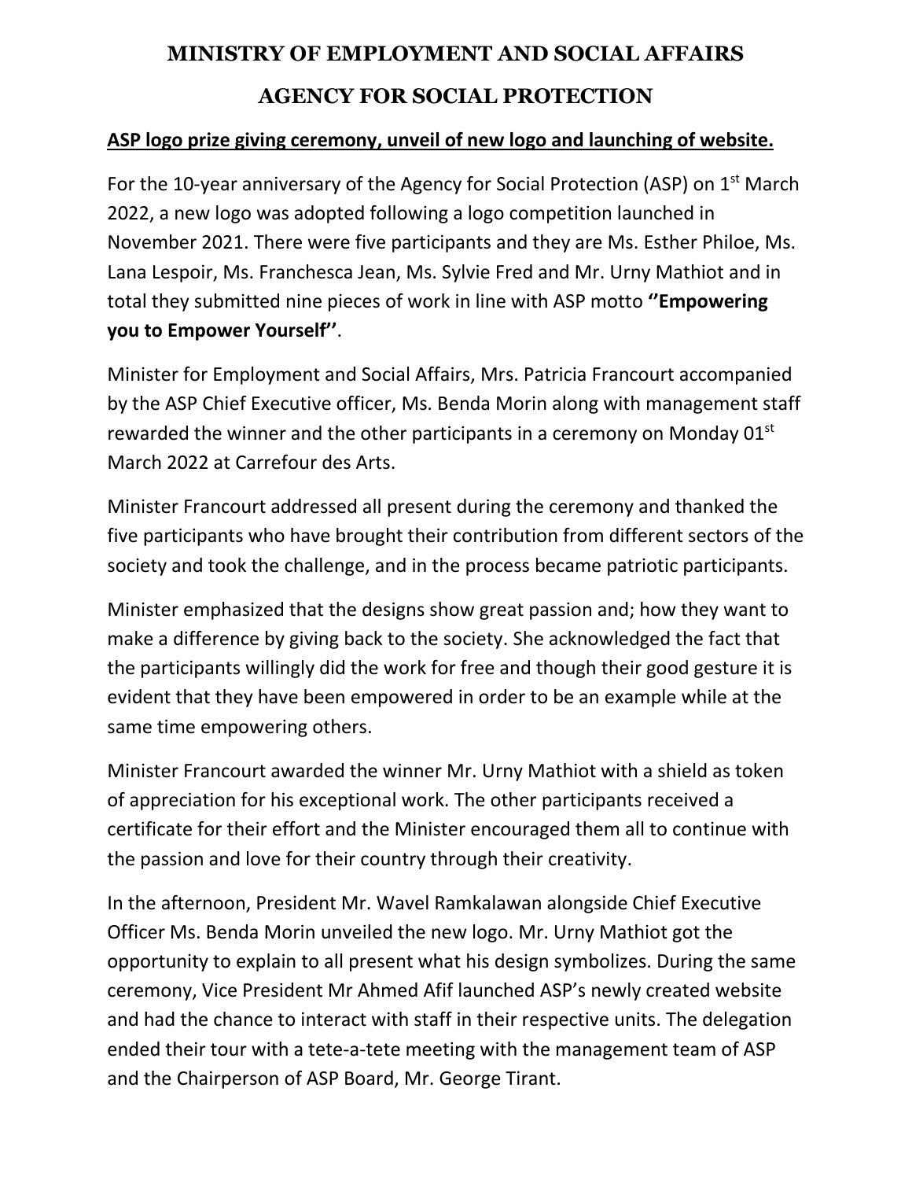# MINISTRY OF EMPLOYMENT AND SOCIAL AFFAIRS

# AGENCY FOR SOCIAL PROTECTION

**ASP logo prize giving ceremony, unveil of new logo and launching of website.**

For the 10-year anniversary of the Agency for Social Protection (ASP) on 1st March 2022, a new logo was adopted following a logo competition launched in November 2021. There were five participants and they are Ms. Esther Philoe, Ms. Lana Lespoir, Ms. Franchesca Jean, Ms. Sylvie Fred and Mr. Urny Mathiot and in total they submitted nine pieces of work in line with ASP motto **''Empowering you to Empower Yourself''**.

Minister for Employment and Social Affairs, Mrs. Patricia Francourt accompanied by the ASP Chief Executive officer, Ms. Benda Morin along with management staff rewarded the winner and the other participants in a ceremony on Monday 01st March 2022 at Carrefour des Arts.

Minister Francourt addressed all present during the ceremony and thanked the five participants who have brought their contribution from different sectors of the society and took the challenge, and in the process became patriotic participants.

Minister emphasized that the designs show great passion and; how they want to make a difference by giving back to the society. She acknowledged the fact that the participants willingly did the work for free and though their good gesture it is evident that they have been empowered in order to be an example while at the same time empowering others.

Minister Francourt awarded the winner Mr. Urny Mathiot with a shield as token of appreciation for his exceptional work. The other participants received a certificate for their effort and the Minister encouraged them all to continue with the passion and love for their country through their creativity.

In the afternoon, President Mr. Wavel Ramkalawan alongside Chief Executive Officer Ms. Benda Morin unveiled the new logo. Mr. Urny Mathiot got the opportunity to explain to all present what his design symbolizes. During the same ceremony, Vice President Mr Ahmed Afif launched ASP's newly created website and had the chance to interact with staff in their respective units. The delegation ended their tour with a tete-a-tete meeting with the management team of ASP and the Chairperson of ASP Board, Mr. George Tirant.